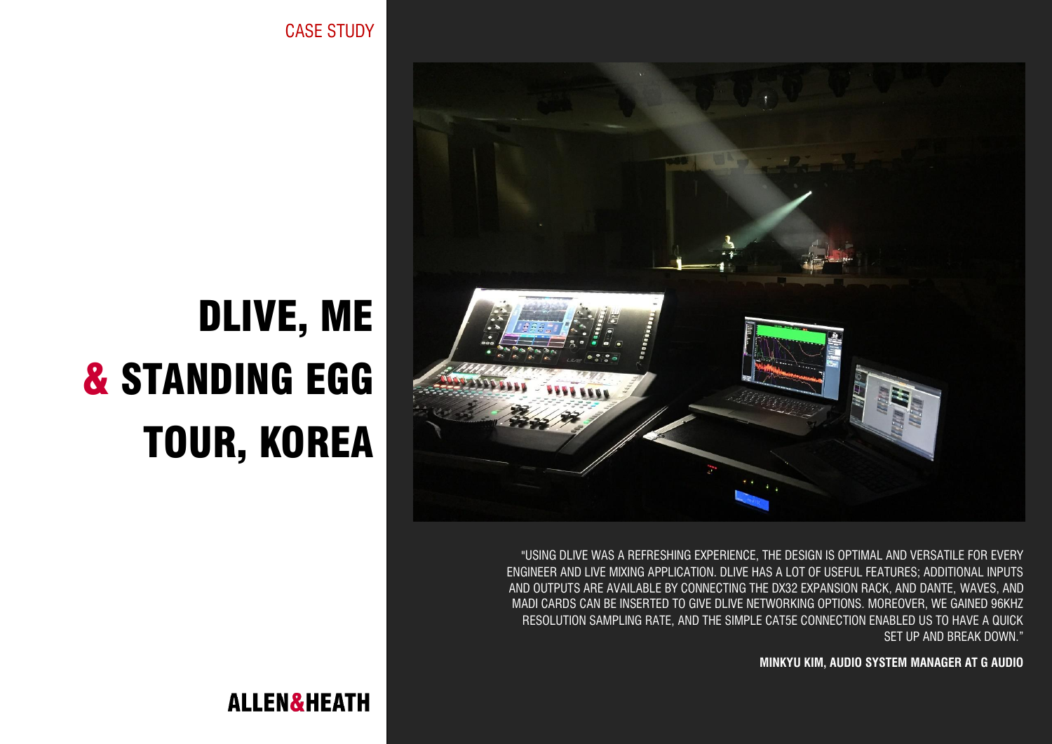CASE STUDY

# DLIVE, ME & STANDING EGG TOUR, KOREA

"USING DLIVE WAS A REFRESHING EXPERIENCE, THE DESIGN IS OPTIMAL AND VERSATILE FOR EVERY ENGINEER AND LIVE MIXING APPLICATION. DLIVE HAS A LOT OF USEFUL FEATURES; ADDITIONAL INPUTS AND OUTPUTS ARE AVAILABLE BY CONNECTING THE DX32 EXPANSION RACK, AND DANTE, WAVES, AND MADI CARDS CAN BE INSERTED TO GIVE DLIVE NETWORKING OPTIONS. MOREOVER, WE GAINED 96KHZ RESOLUTION SAMPLING RATE, AND THE SIMPLE CAT5E CONNECTION ENABLED US TO HAVE A QUICK SET UP AND BREAK DOWN."

**MINKYU KIM, AUDIO SYSTEM MANAGER AT G AUDIO**

ALLEN&HEATH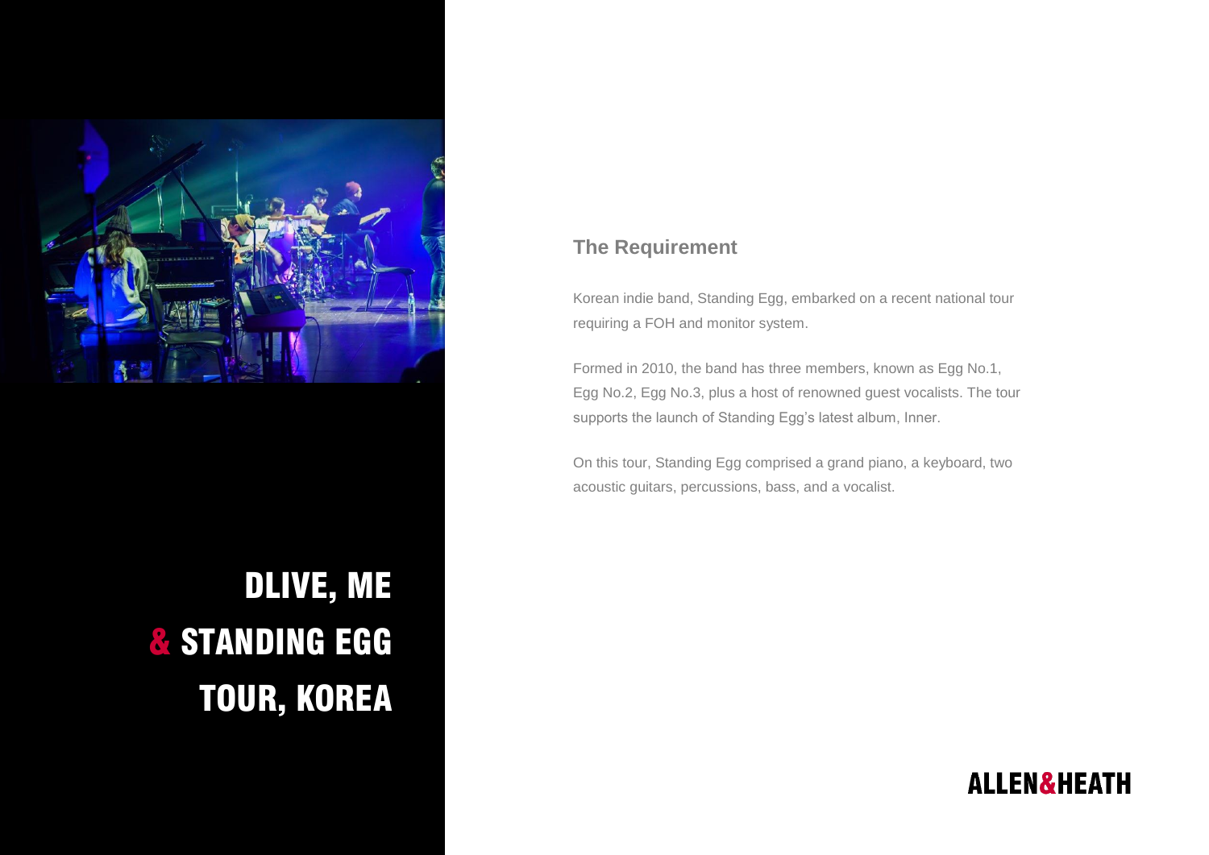# DLIVE, ME & STANDING EGG TOUR, KOREA

## The Requirement

Korean indie band, Standing Egg, embarked on a recent national tour requiring a FOH and monitor system.

Formed in 2010, the band has three members, known as Egg No.1, Egg No.2, Egg No.3, plus a host of renowned guest vocalists. The tour supports the launch of Standing Egg's latest album, Inner.

On this tour, Standing Egg comprised a grand piano, a keyboard, two acoustic guitars, percussions, bass, and a vocalist.

ALLEN&HEATH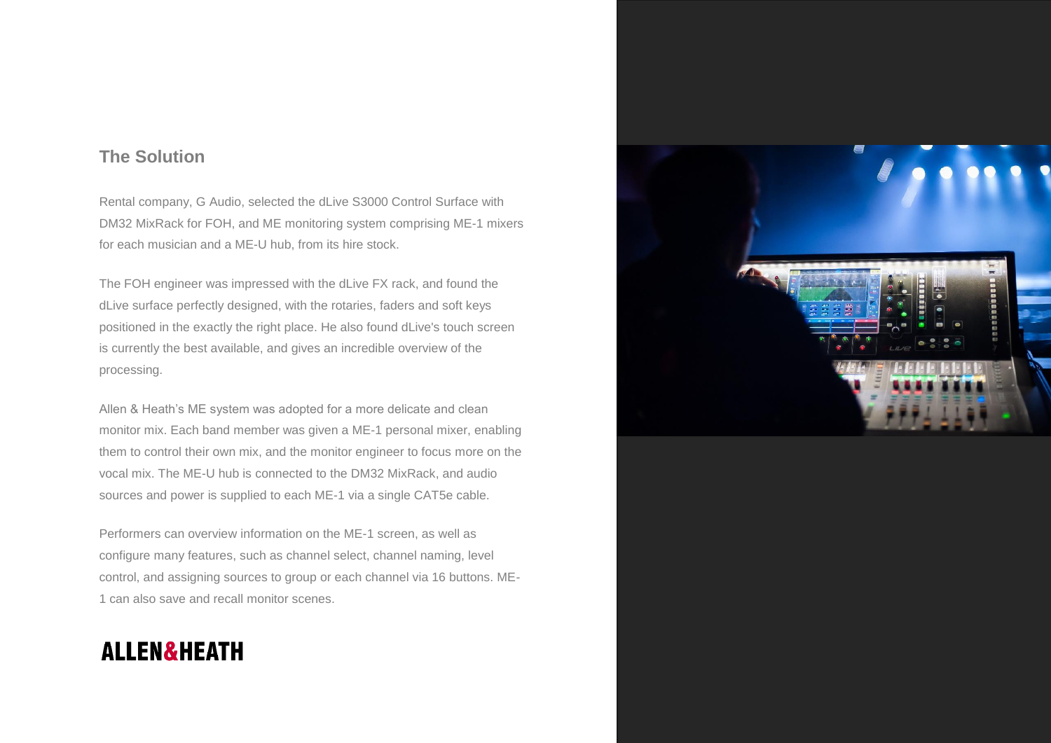## The Solution

Rental company, G Audio, selected the dLive S3000 Control Surface with DM32 MixRack for FOH, and ME monitoring system comprising ME-1 mixers for each musician and a ME-U hub, from its hire stock.

The FOH engineer was impressed with the dLive FX rack, and found the dLive surface perfectly designed, with the rotaries, faders and soft keys positioned in the exactly the right place. He also found dLive's touch screen is currently the best available, and gives an incredible overview of the processing.

Allen & Heath's ME system was adopted for a more delicate and clean monitor mix. Each band member was given a ME-1 personal mixer, enabling them to control their own mix, and the monitor engineer to focus more on the vocal mix. The ME-U hub is connected to the DM32 MixRack, and audio sources and power is supplied to each ME-1 via a single CAT5e cable.

Performers can overview information on the ME-1 screen, as well as configure many features, such as channel select, channel naming, level control, and assigning sources to group or each channel via 16 buttons. ME-1 can also save and recall monitor scenes.

**ALLEN&HEATH**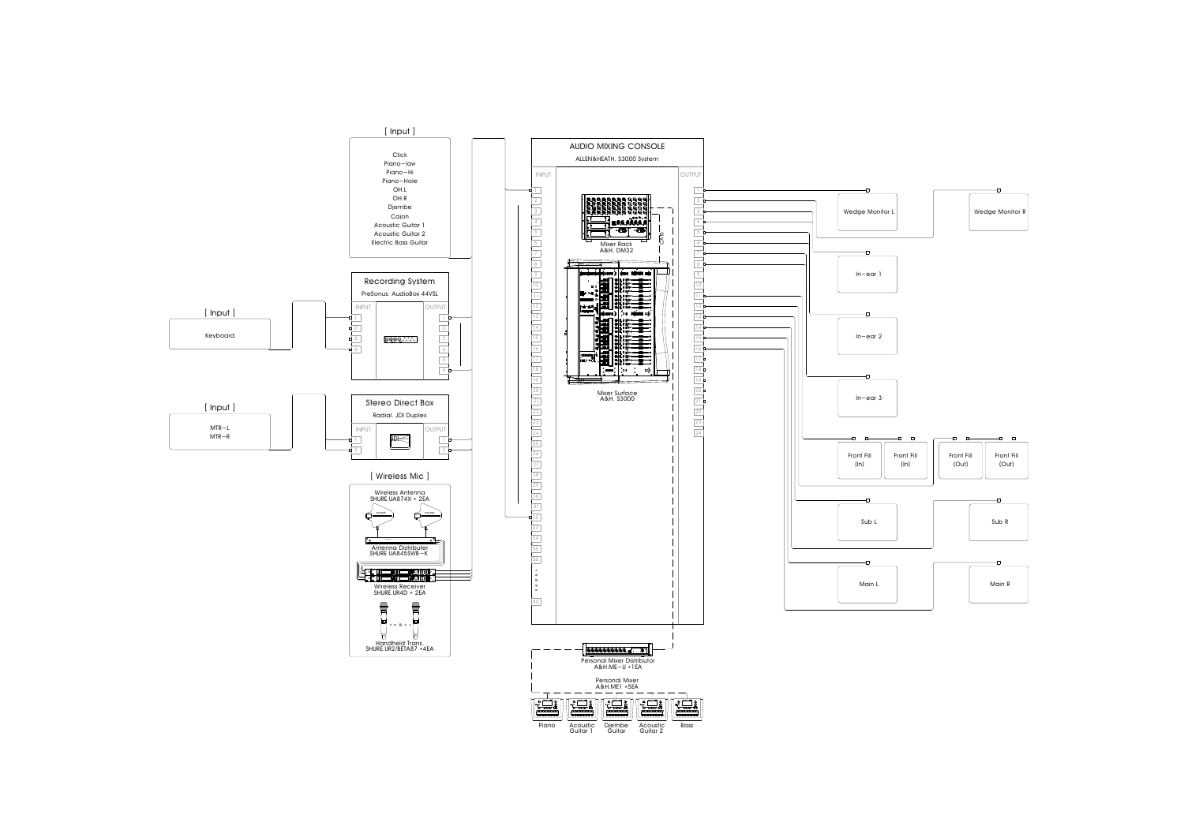[ Input ]

Click
Piano−law
Piano−Hi
Piano−Hole
OH.L
OH.R
Djembe
Cajon
Acoustic Guitar 1
Acoustic Guitar 2
Electric Bass Guitar

[ Input ]

Keyboard

Recording System

PreSonus. AudioBox 44VSL

INPUT
1
2
3
4

OUTPUT
1
2
3
4
5
6

[ Input ]

MTR−L
MTR−R

Stereo Direct Box

Radial. JDI Duplex

INPUT
1
2

OUTPUT
1
2

[ Wireless Mic ]

Wireless Antenna
SHURE.UA874X × 2EA

Antenna Distributer
SHURE UA845SWB−K

Wireless Receiver
SHURE.UR4D × 2EA

Handheld Trans.
SHURE.UR2/BETA87 ×4EA

AUDIO MIXING CONSOLE

ALLEN&HEATH. S3000 System

INPUT
1 2 3 4 5 6 7 8 9 10 11 12 13 14 15 16 17 18 19 20 21 22 23 24 25 26 27 28 29 30 31 32 33 34 35 36 ... 40

Mixer Rack
A&H. DM32

Mixer Surface
A&H. S3000

OUTPUT
1 2 3 4 5 6 7 8 9 10 11 12 13 14 15 16 17 18 19 20 21 22 23 24

Personal Mixer Distributor
A&H.ME−U ×1EA

Personal Mixer
A&H.ME1 ×5EA

Piano
Acoustic Guitar 1
Djembe Guitar
Acoustic Guitar 2
Bass

Wedge Monitor L
Wedge Monitor R

In−ear 1
In−ear 2
In−ear 3

Front Fill (In)
Front Fill (In)
Front Fill (Out)
Front Fill (Out)

Sub L
Sub R

Main L
Main R